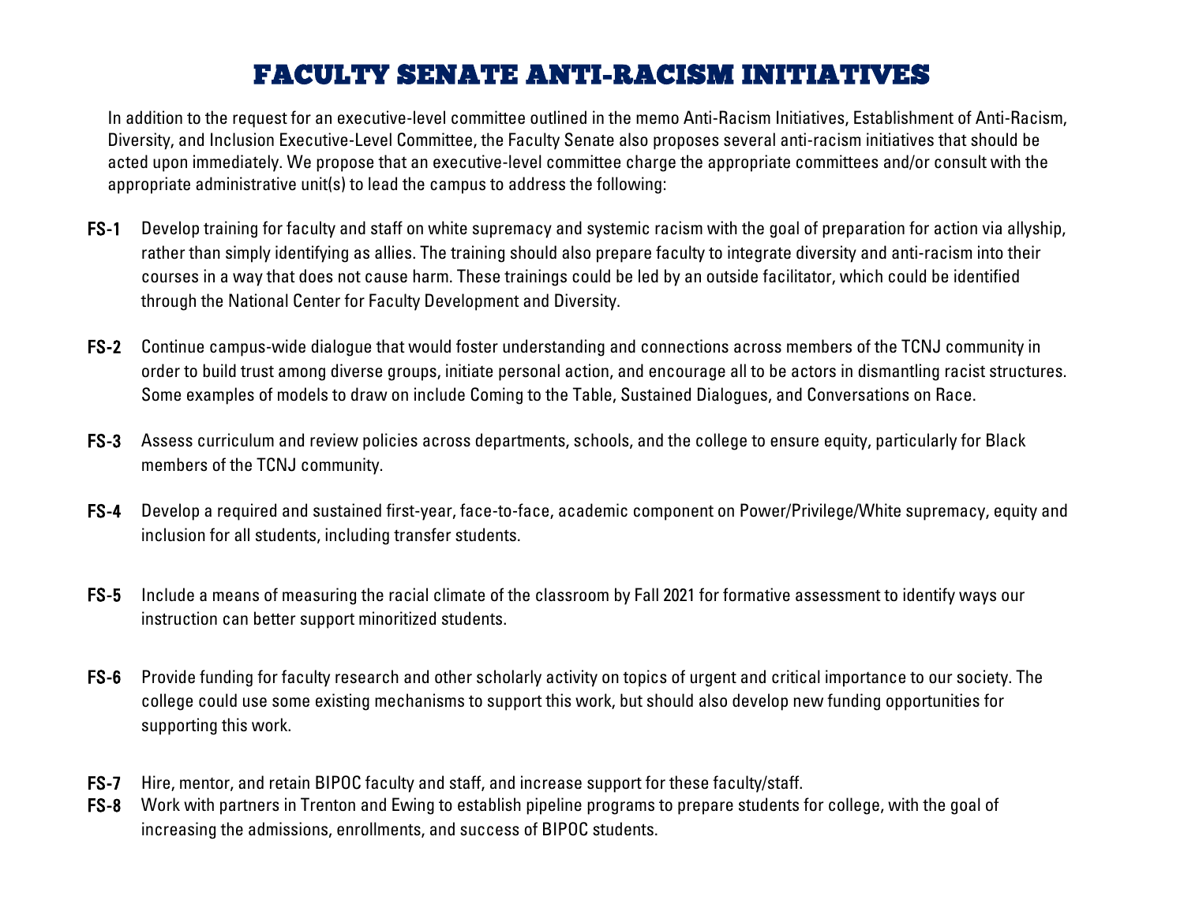# FACULTY SENATE ANTI-RACISM INITIATIVES

In addition to the request for an executive-level committee outlined in the memo Anti-Racism Initiatives, Establishment of Anti-Racism, Diversity, and Inclusion Executive-Level Committee, the Faculty Senate also proposes several anti-racism initiatives that should be acted upon immediately. We propose that an executive-level committee charge the appropriate committees and/or consult with the appropriate administrative unit(s) to lead the campus to address the following:

**FS-1** Develop training for faculty and staff on white supremacy and systemic racism with the goal of preparation for action via allyship, rather than simply identifying as allies. The training should also prepare faculty to integrate diversity and anti-racism into their courses in a way that does not cause harm. These trainings could be led by an outside facilitator, which could be identified through the National Center for Faculty Development and Diversity.

**FS-2** Continue campus-wide dialogue that would foster understanding and connections across members of the TCNJ community in order to build trust among diverse groups, initiate personal action, and encourage all to be actors in dismantling racist structures. Some examples of models to draw on include Coming to the Table, Sustained Dialogues, and Conversations on Race.

**FS-3** Assess curriculum and review policies across departments, schools, and the college to ensure equity, particularly for Black members of the TCNJ community.

**FS-4** Develop a required and sustained first-year, face-to-face, academic component on Power/Privilege/White supremacy, equity and inclusion for all students, including transfer students.

**FS-5** Include a means of measuring the racial climate of the classroom by Fall 2021 for formative assessment to identify ways our instruction can better support minoritized students.

**FS-6** Provide funding for faculty research and other scholarly activity on topics of urgent and critical importance to our society. The college could use some existing mechanisms to support this work, but should also develop new funding opportunities for supporting this work.

**FS-7** Hire, mentor, and retain BIPOC faculty and staff, and increase support for these faculty/staff.

**FS-8** Work with partners in Trenton and Ewing to establish pipeline programs to prepare students for college, with the goal of increasing the admissions, enrollments, and success of BIPOC students.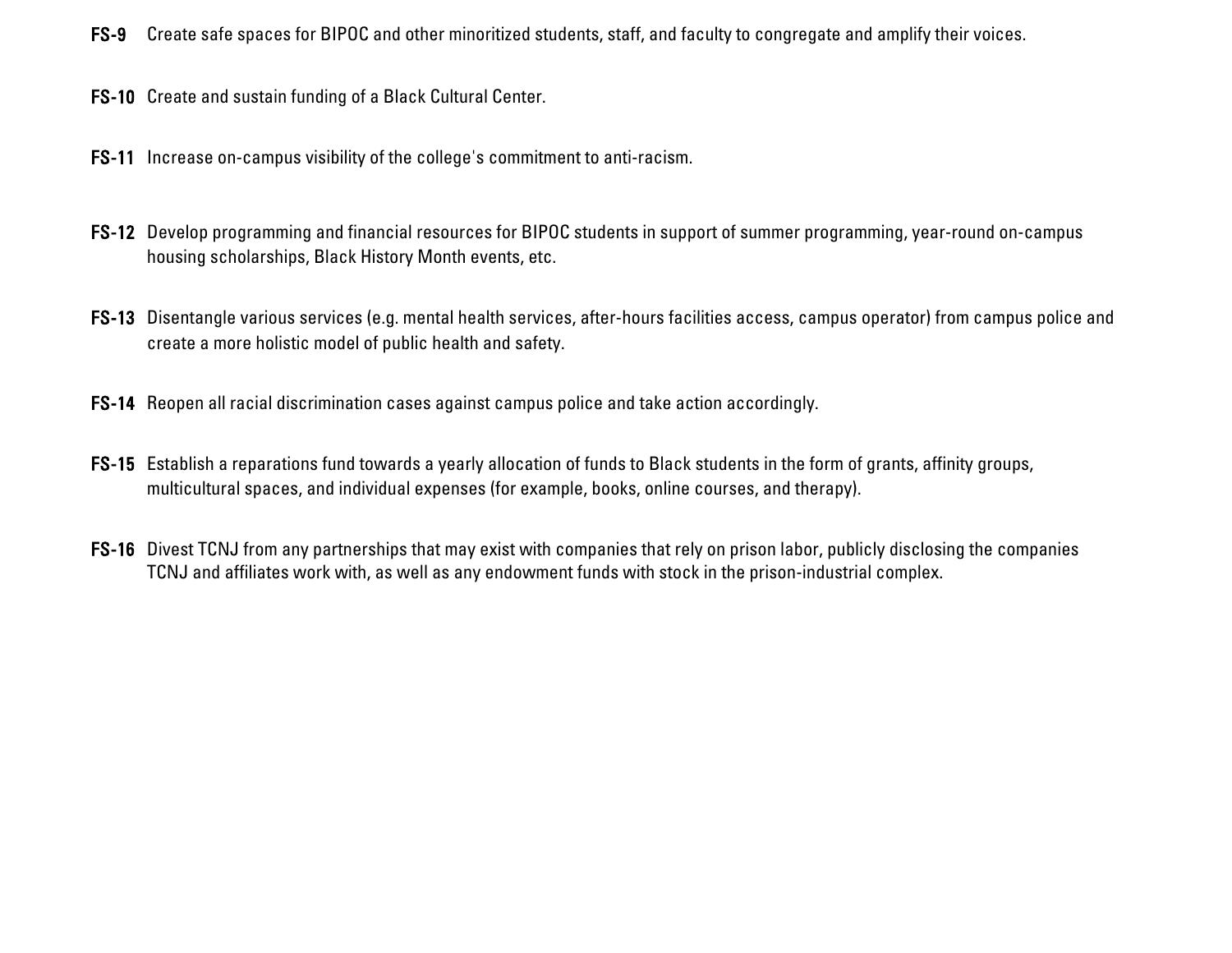**FS-9** Create safe spaces for BIPOC and other minoritized students, staff, and faculty to congregate and amplify their voices.

**FS-10** Create and sustain funding of a Black Cultural Center.

**FS-11** Increase on-campus visibility of the college's commitment to anti-racism.

**FS-12** Develop programming and financial resources for BIPOC students in support of summer programming, year-round on-campus housing scholarships, Black History Month events, etc.

**FS-13** Disentangle various services (e.g. mental health services, after-hours facilities access, campus operator) from campus police and create a more holistic model of public health and safety.

**FS-14** Reopen all racial discrimination cases against campus police and take action accordingly.

**FS-15** Establish a reparations fund towards a yearly allocation of funds to Black students in the form of grants, affinity groups, multicultural spaces, and individual expenses (for example, books, online courses, and therapy).

**FS-16** Divest TCNJ from any partnerships that may exist with companies that rely on prison labor, publicly disclosing the companies TCNJ and affiliates work with, as well as any endowment funds with stock in the prison-industrial complex.